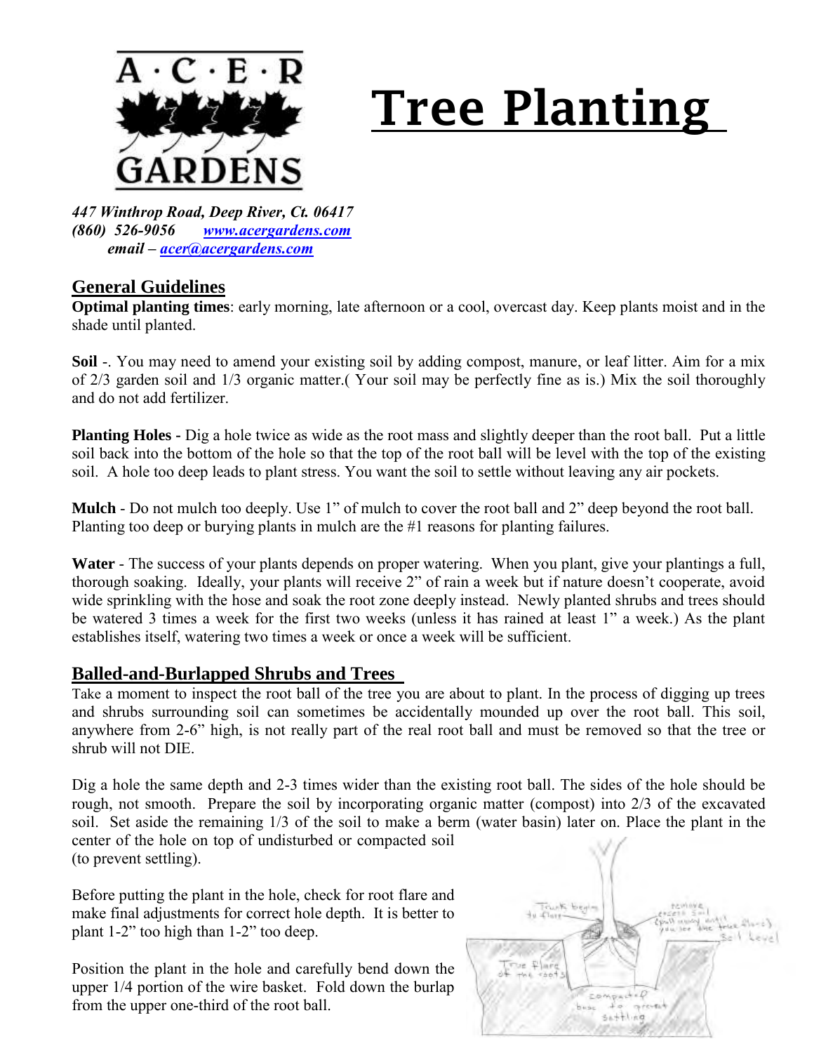# Tree Planting

***447 Winthrop Road, Deep River, Ct. 06417***
***(860) 526-9056*** ***[www.acergardens.com](http://www.acergardens.com)***
***email – [acer@acergardens.com](mailto:acer@acergardens.com)***

## General Guidelines

**Optimal planting times**: early morning, late afternoon or a cool, overcast day. Keep plants moist and in the shade until planted.

**Soil** -. You may need to amend your existing soil by adding compost, manure, or leaf litter. Aim for a mix of 2/3 garden soil and 1/3 organic matter.( Your soil may be perfectly fine as is.) Mix the soil thoroughly and do not add fertilizer.

**Planting Holes -** Dig a hole twice as wide as the root mass and slightly deeper than the root ball. Put a little soil back into the bottom of the hole so that the top of the root ball will be level with the top of the existing soil. A hole too deep leads to plant stress. You want the soil to settle without leaving any air pockets.

**Mulch** - Do not mulch too deeply. Use 1" of mulch to cover the root ball and 2" deep beyond the root ball. Planting too deep or burying plants in mulch are the #1 reasons for planting failures.

**Water** - The success of your plants depends on proper watering. When you plant, give your plantings a full, thorough soaking. Ideally, your plants will receive 2" of rain a week but if nature doesn't cooperate, avoid wide sprinkling with the hose and soak the root zone deeply instead. Newly planted shrubs and trees should be watered 3 times a week for the first two weeks (unless it has rained at least 1" a week.) As the plant establishes itself, watering two times a week or once a week will be sufficient.

## Balled-and-Burlapped Shrubs and Trees

Take a moment to inspect the root ball of the tree you are about to plant. In the process of digging up trees and shrubs surrounding soil can sometimes be accidentally mounded up over the root ball. This soil, anywhere from 2-6" high, is not really part of the real root ball and must be removed so that the tree or shrub will not DIE.

Dig a hole the same depth and 2-3 times wider than the existing root ball. The sides of the hole should be rough, not smooth. Prepare the soil by incorporating organic matter (compost) into 2/3 of the excavated soil. Set aside the remaining 1/3 of the soil to make a berm (water basin) later on. Place the plant in the center of the hole on top of undisturbed or compacted soil (to prevent settling).

Before putting the plant in the hole, check for root flare and make final adjustments for correct hole depth. It is better to plant 1-2" too high than 1-2" too deep.

Position the plant in the hole and carefully bend down the upper 1/4 portion of the wire basket. Fold down the burlap from the upper one-third of the root ball.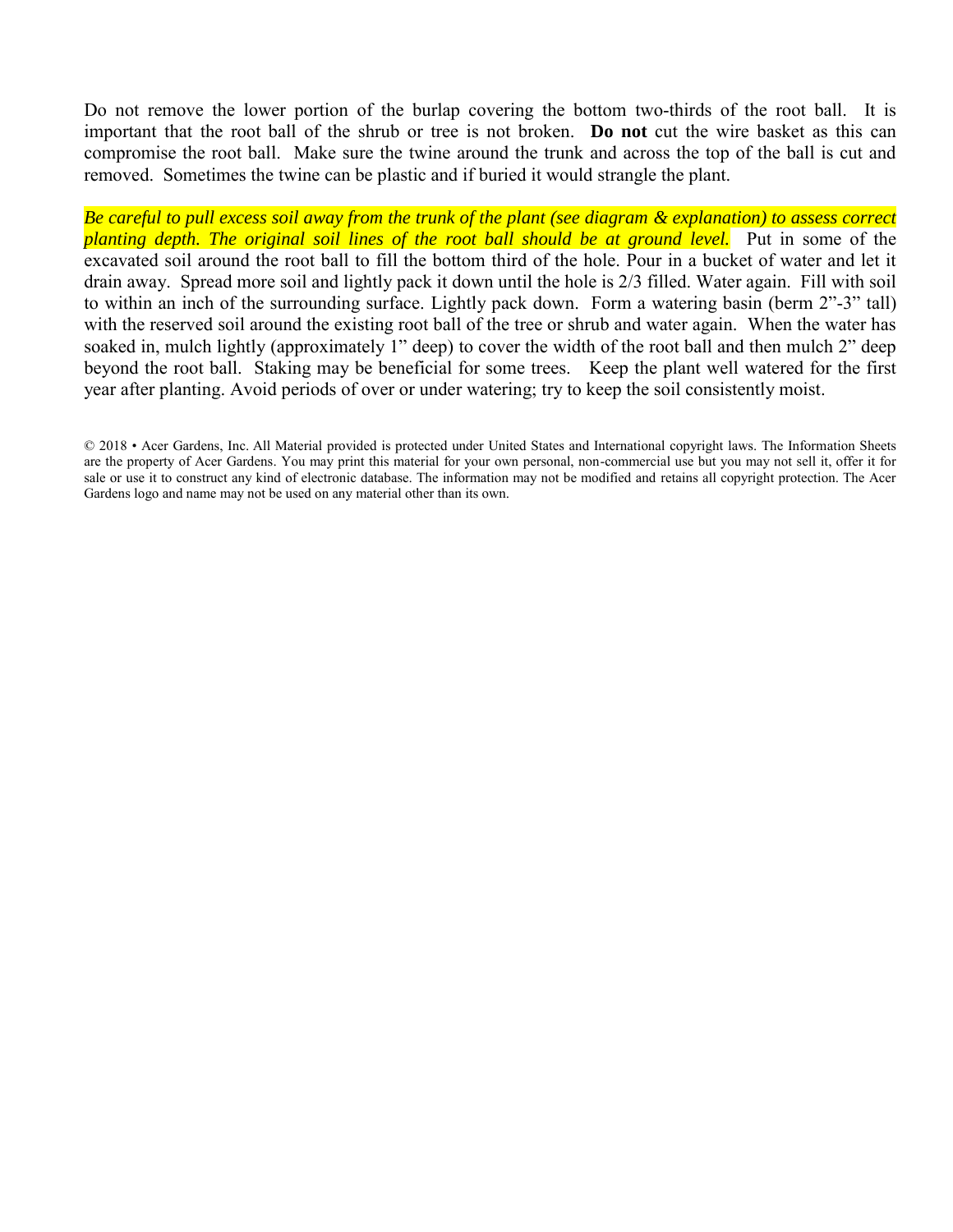Do not remove the lower portion of the burlap covering the bottom two-thirds of the root ball. It is important that the root ball of the shrub or tree is not broken. **Do not** cut the wire basket as this can compromise the root ball. Make sure the twine around the trunk and across the top of the ball is cut and removed. Sometimes the twine can be plastic and if buried it would strangle the plant.

*Be careful to pull excess soil away from the trunk of the plant (see diagram & explanation) to assess correct planting depth. The original soil lines of the root ball should be at ground level.* Put in some of the excavated soil around the root ball to fill the bottom third of the hole. Pour in a bucket of water and let it drain away. Spread more soil and lightly pack it down until the hole is 2/3 filled. Water again. Fill with soil to within an inch of the surrounding surface. Lightly pack down. Form a watering basin (berm 2"-3" tall) with the reserved soil around the existing root ball of the tree or shrub and water again. When the water has soaked in, mulch lightly (approximately 1" deep) to cover the width of the root ball and then mulch 2" deep beyond the root ball. Staking may be beneficial for some trees. Keep the plant well watered for the first year after planting. Avoid periods of over or under watering; try to keep the soil consistently moist.

© 2018 • Acer Gardens, Inc. All Material provided is protected under United States and International copyright laws. The Information Sheets are the property of Acer Gardens. You may print this material for your own personal, non-commercial use but you may not sell it, offer it for sale or use it to construct any kind of electronic database. The information may not be modified and retains all copyright protection. The Acer Gardens logo and name may not be used on any material other than its own.